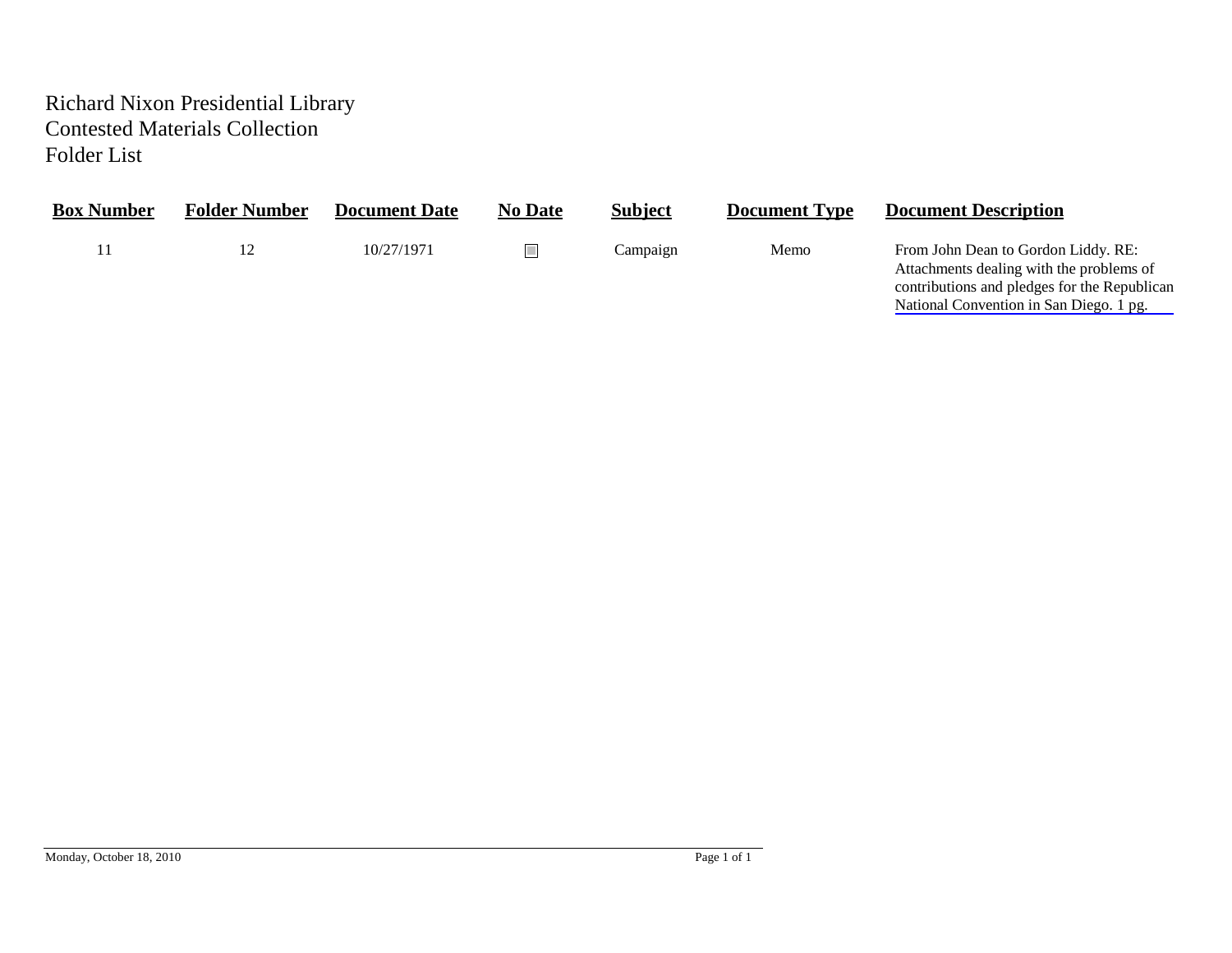Richard Nixon Presidential Library
Contested Materials Collection
Folder List

| Box Number | Folder Number | Document Date | No Date | Subject | Document Type | Document Description |
|---|---|---|---|---|---|---|
| 11 | 12 | 10/27/1971 | ☐ | Campaign | Memo | From John Dean to Gordon Liddy. RE: Attachments dealing with the problems of contributions and pledges for the Republican National Convention in San Diego. 1 pg. |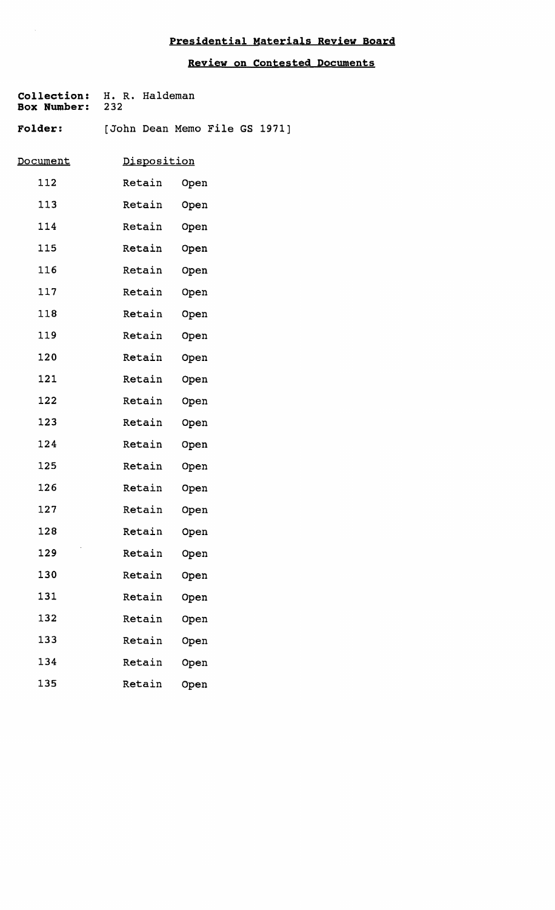# Presidential Materials Review Board

## Review on Contested Documents

**Collection:** H. R. Haldeman
**Box Number:** 232

**Folder:** [John Dean Memo File GS 1971]

| Document | Disposition | |
|---|---|---|
| 112 | Retain | Open |
| 113 | Retain | Open |
| 114 | Retain | Open |
| 115 | Retain | Open |
| 116 | Retain | Open |
| 117 | Retain | Open |
| 118 | Retain | Open |
| 119 | Retain | Open |
| 120 | Retain | Open |
| 121 | Retain | Open |
| 122 | Retain | Open |
| 123 | Retain | Open |
| 124 | Retain | Open |
| 125 | Retain | Open |
| 126 | Retain | Open |
| 127 | Retain | Open |
| 128 | Retain | Open |
| 129 | Retain | Open |
| 130 | Retain | Open |
| 131 | Retain | Open |
| 132 | Retain | Open |
| 133 | Retain | Open |
| 134 | Retain | Open |
| 135 | Retain | Open |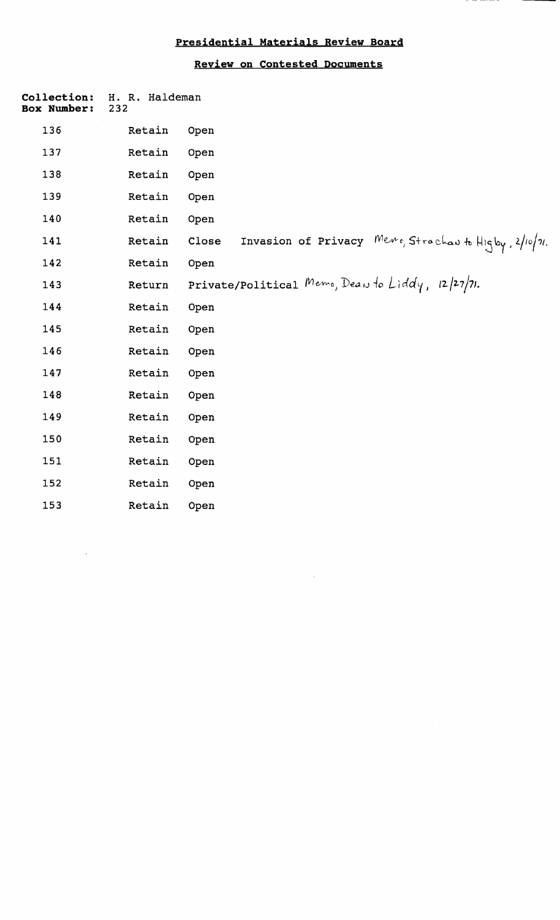**Presidential Materials Review Board**

**Review on Contested Documents**

**Collection:** H. R. Haldeman
**Box Number:** 232

| | | | |
|---|---|---|---|
| 136 | Retain | Open | |
| 137 | Retain | Open | |
| 138 | Retain | Open | |
| 139 | Retain | Open | |
| 140 | Retain | Open | |
| 141 | Retain | Close | Invasion of Privacy Memo, Strachan to Higby, 2/10/71. |
| 142 | Retain | Open | |
| 143 | Return | Private/Political Memo, Dean to Liddy, 12/27/71. | |
| 144 | Retain | Open | |
| 145 | Retain | Open | |
| 146 | Retain | Open | |
| 147 | Retain | Open | |
| 148 | Retain | Open | |
| 149 | Retain | Open | |
| 150 | Retain | Open | |
| 151 | Retain | Open | |
| 152 | Retain | Open | |
| 153 | Retain | Open | |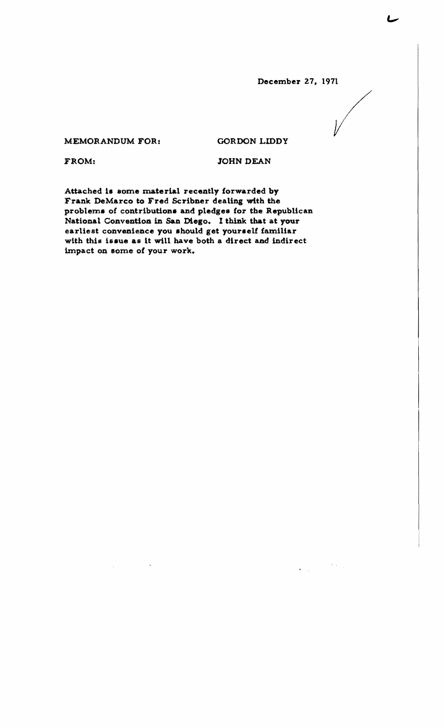December 27, 1971

MEMORANDUM FOR: GORDON LIDDY

FROM: JOHN DEAN

Attached is some material recently forwarded by Frank DeMarco to Fred Scribner dealing with the problems of contributions and pledges for the Republican National Convention in San Diego. I think that at your earliest convenience you should get yourself familiar with this issue as it will have both a direct and indirect impact on some of your work.